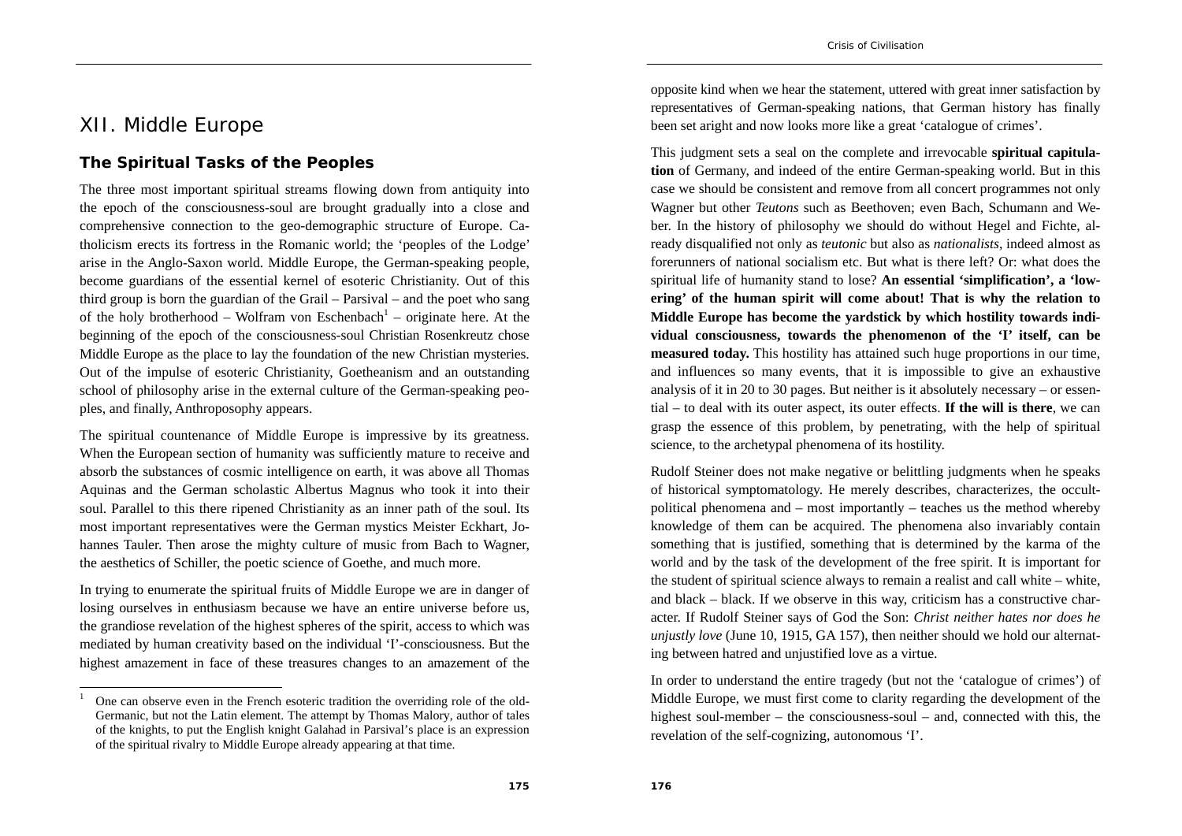# XII. Middle Europe

## The Spiritual Tasks of the Peoples

The three most important spiritual streams flowing down from antiquity into the epoch of the consciousness-soul are brought gradually into a close and comprehensive connection to the geo-demographic structure of Europe. Catholicism erects its fortress in the Romanic world; the 'peoples of the Lodge' arise in the Anglo-Saxon world. Middle Europe, the German-speaking people, become guardians of the essential kernel of esoteric Christianity. Out of this third group is born the guardian of the Grail – Parsival – and the poet who sang of the holy brotherhood – Wolfram von Eschenbach[1] – originate here. At the beginning of the epoch of the consciousness-soul Christian Rosenkreutz chose Middle Europe as the place to lay the foundation of the new Christian mysteries. Out of the impulse of esoteric Christianity, Goetheanism and an outstanding school of philosophy arise in the external culture of the German-speaking peoples, and finally, Anthroposophy appears.

The spiritual countenance of Middle Europe is impressive by its greatness. When the European section of humanity was sufficiently mature to receive and absorb the substances of cosmic intelligence on earth, it was above all Thomas Aquinas and the German scholastic Albertus Magnus who took it into their soul. Parallel to this there ripened Christianity as an inner path of the soul. Its most important representatives were the German mystics Meister Eckhart, Johannes Tauler. Then arose the mighty culture of music from Bach to Wagner, the aesthetics of Schiller, the poetic science of Goethe, and much more.

In trying to enumerate the spiritual fruits of Middle Europe we are in danger of losing ourselves in enthusiasm because we have an entire universe before us, the grandiose revelation of the highest spheres of the spirit, access to which was mediated by human creativity based on the individual 'I'-consciousness. But the highest amazement in face of these treasures changes to an amazement of the opposite kind when we hear the statement, uttered with great inner satisfaction by representatives of German-speaking nations, that German history has finally been set aright and now looks more like a great 'catalogue of crimes'.

This judgment sets a seal on the complete and irrevocable **spiritual capitulation** of Germany, and indeed of the entire German-speaking world. But in this case we should be consistent and remove from all concert programmes not only Wagner but other *Teutons* such as Beethoven; even Bach, Schumann and Weber. In the history of philosophy we should do without Hegel and Fichte, already disqualified not only as *teutonic* but also as *nationalists*, indeed almost as forerunners of national socialism etc. But what is there left? Or: what does the spiritual life of humanity stand to lose? **An essential 'simplification', a 'lowering' of the human spirit will come about! That is why the relation to Middle Europe has become the yardstick by which hostility towards individual consciousness, towards the phenomenon of the 'I' itself, can be measured today.** This hostility has attained such huge proportions in our time, and influences so many events, that it is impossible to give an exhaustive analysis of it in 20 to 30 pages. But neither is it absolutely necessary – or essential – to deal with its outer aspect, its outer effects. **If the will is there**, we can grasp the essence of this problem, by penetrating, with the help of spiritual science, to the archetypal phenomena of its hostility.

Rudolf Steiner does not make negative or belittling judgments when he speaks of historical symptomatology. He merely describes, characterizes, the occult-political phenomena and – most importantly – teaches us the method whereby knowledge of them can be acquired. The phenomena also invariably contain something that is justified, something that is determined by the karma of the world and by the task of the development of the free spirit. It is important for the student of spiritual science always to remain a realist and call white – white, and black – black. If we observe in this way, criticism has a constructive character. If Rudolf Steiner says of God the Son: *Christ neither hates nor does he unjustly love* (June 10, 1915, GA 157), then neither should we hold our alternating between hatred and unjustified love as a virtue.

In order to understand the entire tragedy (but not the 'catalogue of crimes') of Middle Europe, we must first come to clarity regarding the development of the highest soul-member – the consciousness-soul – and, connected with this, the revelation of the self-cognizing, autonomous 'I'.

[1] One can observe even in the French esoteric tradition the overriding role of the old-Germanic, but not the Latin element. The attempt by Thomas Malory, author of tales of the knights, to put the English knight Galahad in Parsival's place is an expression of the spiritual rivalry to Middle Europe already appearing at that time.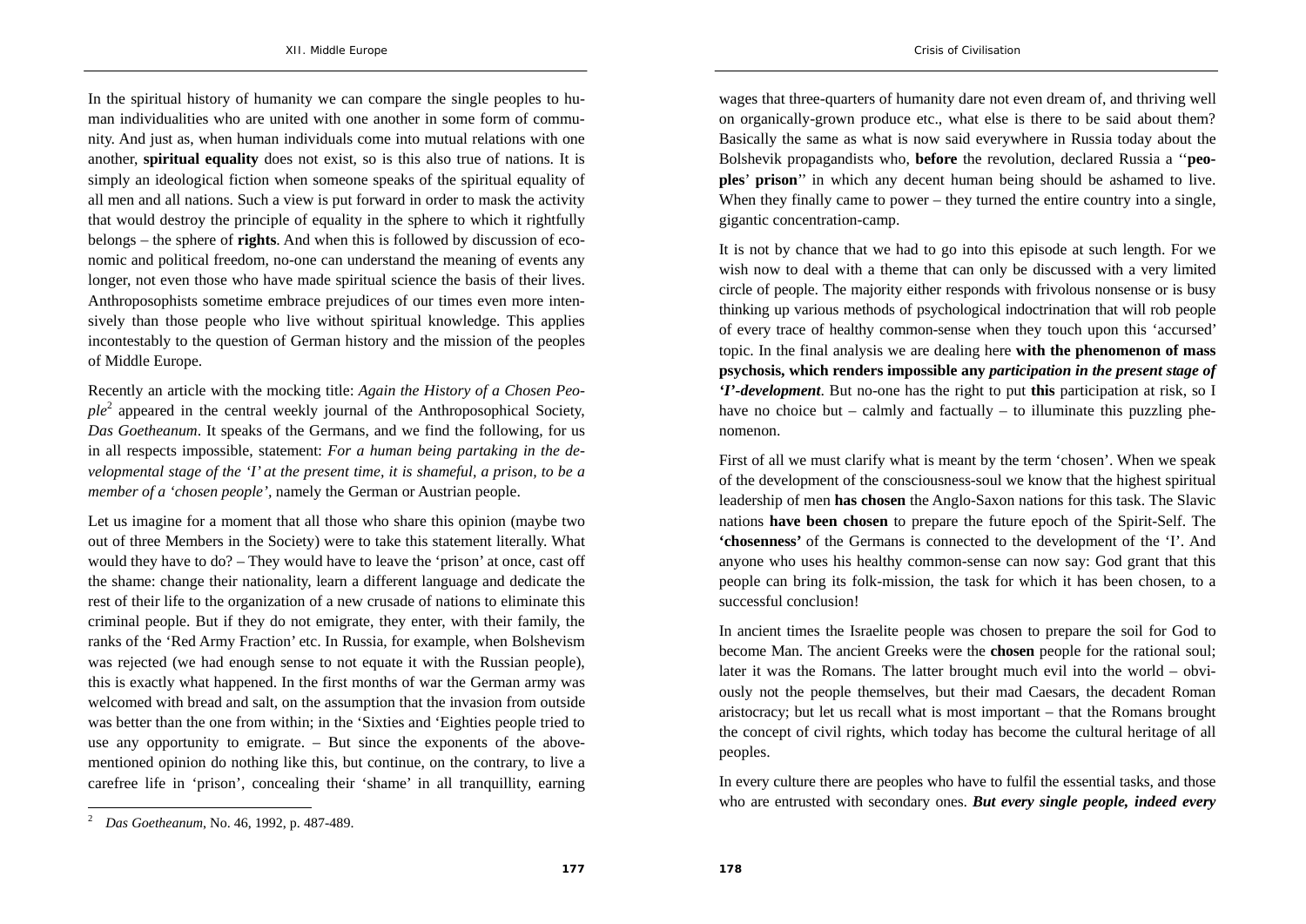In the spiritual history of humanity we can compare the single peoples to human individualities who are united with one another in some form of community. And just as, when human individuals come into mutual relations with one another, **spiritual equality** does not exist, so is this also true of nations. It is simply an ideological fiction when someone speaks of the spiritual equality of all men and all nations. Such a view is put forward in order to mask the activity that would destroy the principle of equality in the sphere to which it rightfully belongs – the sphere of **rights**. And when this is followed by discussion of economic and political freedom, no-one can understand the meaning of events any longer, not even those who have made spiritual science the basis of their lives. Anthroposophists sometime embrace prejudices of our times even more intensively than those people who live without spiritual knowledge. This applies incontestably to the question of German history and the mission of the peoples of Middle Europe.

Recently an article with the mocking title: *Again the History of a Chosen People*[2] appeared in the central weekly journal of the Anthroposophical Society, *Das Goetheanum*. It speaks of the Germans, and we find the following, for us in all respects impossible, statement: *For a human being partaking in the developmental stage of the 'I' at the present time, it is shameful, a prison, to be a member of a 'chosen people'*, namely the German or Austrian people.

Let us imagine for a moment that all those who share this opinion (maybe two out of three Members in the Society) were to take this statement literally. What would they have to do? – They would have to leave the 'prison' at once, cast off the shame: change their nationality, learn a different language and dedicate the rest of their life to the organization of a new crusade of nations to eliminate this criminal people. But if they do not emigrate, they enter, with their family, the ranks of the 'Red Army Fraction' etc. In Russia, for example, when Bolshevism was rejected (we had enough sense to not equate it with the Russian people), this is exactly what happened. In the first months of war the German army was welcomed with bread and salt, on the assumption that the invasion from outside was better than the one from within; in the 'Sixties and 'Eighties people tried to use any opportunity to emigrate. – But since the exponents of the above-mentioned opinion do nothing like this, but continue, on the contrary, to live a carefree life in 'prison', concealing their 'shame' in all tranquillity, earning wages that three-quarters of humanity dare not even dream of, and thriving well on organically-grown produce etc., what else is there to be said about them? Basically the same as what is now said everywhere in Russia today about the Bolshevik propagandists who, **before** the revolution, declared Russia a "**peoples' prison**" in which any decent human being should be ashamed to live. When they finally came to power – they turned the entire country into a single, gigantic concentration-camp.

It is not by chance that we had to go into this episode at such length. For we wish now to deal with a theme that can only be discussed with a very limited circle of people. The majority either responds with frivolous nonsense or is busy thinking up various methods of psychological indoctrination that will rob people of every trace of healthy common-sense when they touch upon this 'accursed' topic. In the final analysis we are dealing here **with the phenomenon of mass psychosis, which renders impossible any** ***participation in the present stage of 'I'-development***. But no-one has the right to put **this** participation at risk, so I have no choice but – calmly and factually – to illuminate this puzzling phenomenon.

First of all we must clarify what is meant by the term 'chosen'. When we speak of the development of the consciousness-soul we know that the highest spiritual leadership of men **has chosen** the Anglo-Saxon nations for this task. The Slavic nations **have been chosen** to prepare the future epoch of the Spirit-Self. The **'chosenness'** of the Germans is connected to the development of the 'I'. And anyone who uses his healthy common-sense can now say: God grant that this people can bring its folk-mission, the task for which it has been chosen, to a successful conclusion!

In ancient times the Israelite people was chosen to prepare the soil for God to become Man. The ancient Greeks were the **chosen** people for the rational soul; later it was the Romans. The latter brought much evil into the world – obviously not the people themselves, but their mad Caesars, the decadent Roman aristocracy; but let us recall what is most important – that the Romans brought the concept of civil rights, which today has become the cultural heritage of all peoples.

In every culture there are peoples who have to fulfil the essential tasks, and those who are entrusted with secondary ones. ***But every single people, indeed every***

[2] *Das Goetheanum*, No. 46, 1992, p. 487-489.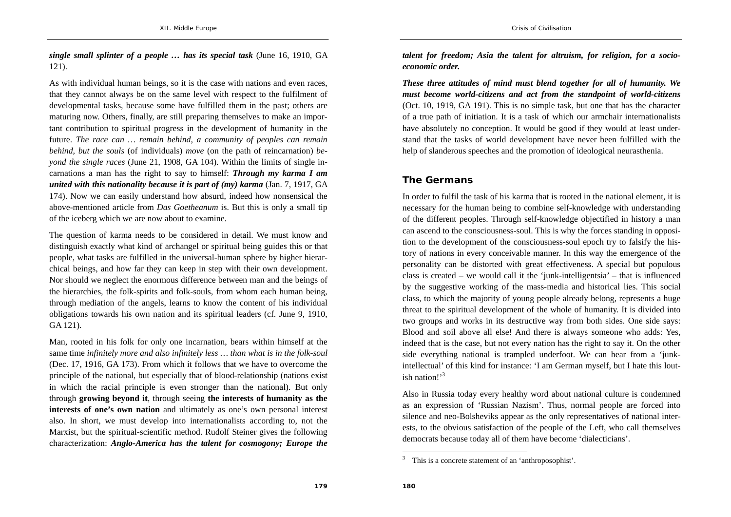***single small splinter of a people … has its special task*** (June 16, 1910, GA 121).

As with individual human beings, so it is the case with nations and even races, that they cannot always be on the same level with respect to the fulfilment of developmental tasks, because some have fulfilled them in the past; others are maturing now. Others, finally, are still preparing themselves to make an important contribution to spiritual progress in the development of humanity in the future. *The race can … remain behind, a community of peoples can remain behind, but the souls* (of individuals) *move* (on the path of reincarnation) *beyond the single races* (June 21, 1908, GA 104). Within the limits of single incarnations a man has the right to say to himself: ***Through my karma I am united with this nationality because it is part of (my) karma*** (Jan. 7, 1917, GA 174). Now we can easily understand how absurd, indeed how nonsensical the above-mentioned article from *Das Goetheanum* is. But this is only a small tip of the iceberg which we are now about to examine.

The question of karma needs to be considered in detail. We must know and distinguish exactly what kind of archangel or spiritual being guides this or that people, what tasks are fulfilled in the universal-human sphere by higher hierarchical beings, and how far they can keep in step with their own development. Nor should we neglect the enormous difference between man and the beings of the hierarchies, the folk-spirits and folk-souls, from whom each human being, through mediation of the angels, learns to know the content of his individual obligations towards his own nation and its spiritual leaders (cf. June 9, 1910, GA 121).

Man, rooted in his folk for only one incarnation, bears within himself at the same time *infinitely more and also infinitely less … than what is in the folk-soul* (Dec. 17, 1916, GA 173). From which it follows that we have to overcome the principle of the national, but especially that of blood-relationship (nations exist in which the racial principle is even stronger than the national). But only through **growing beyond it**, through seeing **the interests of humanity as the interests of one's own nation** and ultimately as one's own personal interest also. In short, we must develop into internationalists according to, not the Marxist, but the spiritual-scientific method. Rudolf Steiner gives the following characterization: ***Anglo-America has the talent for cosmogony; Europe the talent for freedom; Asia the talent for altruism, for religion, for a socio-economic order.***

***These three attitudes of mind must blend together for all of humanity. We must become world-citizens and act from the standpoint of world-citizens*** (Oct. 10, 1919, GA 191). This is no simple task, but one that has the character of a true path of initiation. It is a task of which our armchair internationalists have absolutely no conception. It would be good if they would at least understand that the tasks of world development have never been fulfilled with the help of slanderous speeches and the promotion of ideological neurasthenia.

## The Germans

In order to fulfil the task of his karma that is rooted in the national element, it is necessary for the human being to combine self-knowledge with understanding of the different peoples. Through self-knowledge objectified in history a man can ascend to the consciousness-soul. This is why the forces standing in opposition to the development of the consciousness-soul epoch try to falsify the history of nations in every conceivable manner. In this way the emergence of the personality can be distorted with great effectiveness. A special but populous class is created – we would call it the 'junk-intelligentsia' – that is influenced by the suggestive working of the mass-media and historical lies. This social class, to which the majority of young people already belong, represents a huge threat to the spiritual development of the whole of humanity. It is divided into two groups and works in its destructive way from both sides. One side says: Blood and soil above all else! And there is always someone who adds: Yes, indeed that is the case, but not every nation has the right to say it. On the other side everything national is trampled underfoot. We can hear from a 'junk-intellectual' of this kind for instance: 'I am German myself, but I hate this loutish nation!'[3]

Also in Russia today every healthy word about national culture is condemned as an expression of 'Russian Nazism'. Thus, normal people are forced into silence and neo-Bolsheviks appear as the only representatives of national interests, to the obvious satisfaction of the people of the Left, who call themselves democrats because today all of them have become 'dialecticians'.

---

[3] This is a concrete statement of an 'anthroposophist'.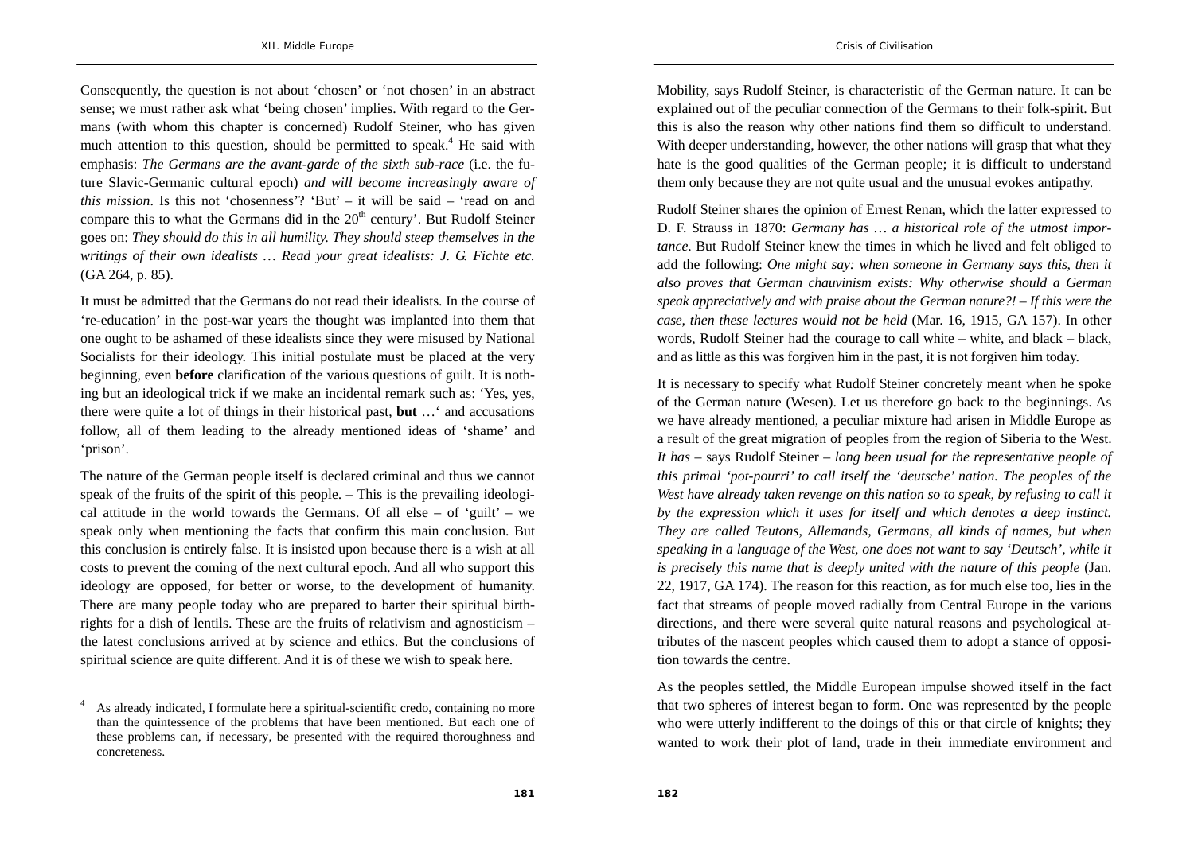Consequently, the question is not about 'chosen' or 'not chosen' in an abstract sense; we must rather ask what 'being chosen' implies. With regard to the Germans (with whom this chapter is concerned) Rudolf Steiner, who has given much attention to this question, should be permitted to speak.[4] He said with emphasis: *The Germans are the avant-garde of the sixth sub-race* (i.e. the future Slavic-Germanic cultural epoch) *and will become increasingly aware of this mission*. Is this not 'chosenness'? 'But' – it will be said – 'read on and compare this to what the Germans did in the 20th century'. But Rudolf Steiner goes on: *They should do this in all humility. They should steep themselves in the writings of their own idealists … Read your great idealists: J. G. Fichte etc.* (GA 264, p. 85).

It must be admitted that the Germans do not read their idealists. In the course of 're-education' in the post-war years the thought was implanted into them that one ought to be ashamed of these idealists since they were misused by National Socialists for their ideology. This initial postulate must be placed at the very beginning, even **before** clarification of the various questions of guilt. It is nothing but an ideological trick if we make an incidental remark such as: 'Yes, yes, there were quite a lot of things in their historical past, **but** …' and accusations follow, all of them leading to the already mentioned ideas of 'shame' and 'prison'.

The nature of the German people itself is declared criminal and thus we cannot speak of the fruits of the spirit of this people. – This is the prevailing ideological attitude in the world towards the Germans. Of all else – of 'guilt' – we speak only when mentioning the facts that confirm this main conclusion. But this conclusion is entirely false. It is insisted upon because there is a wish at all costs to prevent the coming of the next cultural epoch. And all who support this ideology are opposed, for better or worse, to the development of humanity. There are many people today who are prepared to barter their spiritual birthrights for a dish of lentils. These are the fruits of relativism and agnosticism – the latest conclusions arrived at by science and ethics. But the conclusions of spiritual science are quite different. And it is of these we wish to speak here.

[4] As already indicated, I formulate here a spiritual-scientific credo, containing no more than the quintessence of the problems that have been mentioned. But each one of these problems can, if necessary, be presented with the required thoroughness and concreteness.

Mobility, says Rudolf Steiner, is characteristic of the German nature. It can be explained out of the peculiar connection of the Germans to their folk-spirit. But this is also the reason why other nations find them so difficult to understand. With deeper understanding, however, the other nations will grasp that what they hate is the good qualities of the German people; it is difficult to understand them only because they are not quite usual and the unusual evokes antipathy.

Rudolf Steiner shares the opinion of Ernest Renan, which the latter expressed to D. F. Strauss in 1870: *Germany has … a historical role of the utmost importance*. But Rudolf Steiner knew the times in which he lived and felt obliged to add the following: *One might say: when someone in Germany says this, then it also proves that German chauvinism exists: Why otherwise should a German speak appreciatively and with praise about the German nature?! – If this were the case, then these lectures would not be held* (Mar. 16, 1915, GA 157). In other words, Rudolf Steiner had the courage to call white – white, and black – black, and as little as this was forgiven him in the past, it is not forgiven him today.

It is necessary to specify what Rudolf Steiner concretely meant when he spoke of the German nature (Wesen). Let us therefore go back to the beginnings. As we have already mentioned, a peculiar mixture had arisen in Middle Europe as a result of the great migration of peoples from the region of Siberia to the West. *It has* – says Rudolf Steiner – *long been usual for the representative people of this primal 'pot-pourri' to call itself the 'deutsche' nation. The peoples of the West have already taken revenge on this nation so to speak, by refusing to call it by the expression which it uses for itself and which denotes a deep instinct. They are called Teutons, Allemands, Germans, all kinds of names, but when speaking in a language of the West, one does not want to say 'Deutsch', while it is precisely this name that is deeply united with the nature of this people* (Jan. 22, 1917, GA 174). The reason for this reaction, as for much else too, lies in the fact that streams of people moved radially from Central Europe in the various directions, and there were several quite natural reasons and psychological attributes of the nascent peoples which caused them to adopt a stance of opposition towards the centre.

As the peoples settled, the Middle European impulse showed itself in the fact that two spheres of interest began to form. One was represented by the people who were utterly indifferent to the doings of this or that circle of knights; they wanted to work their plot of land, trade in their immediate environment and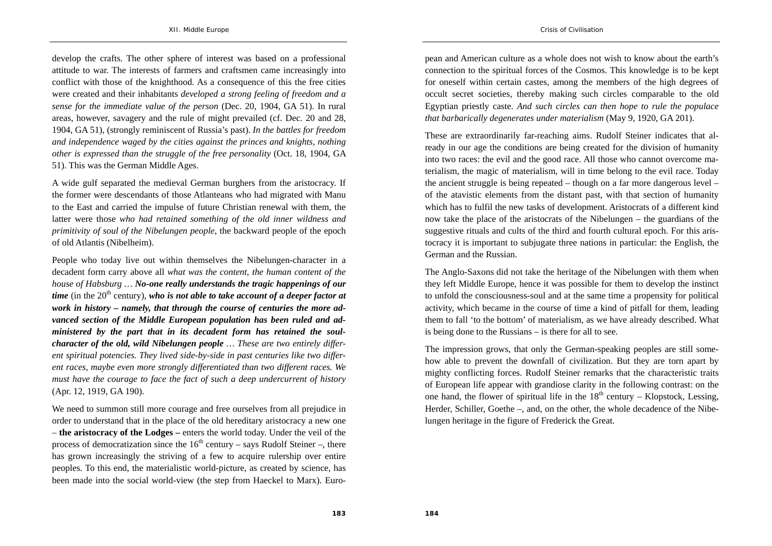develop the crafts. The other sphere of interest was based on a professional attitude to war. The interests of farmers and craftsmen came increasingly into conflict with those of the knighthood. As a consequence of this the free cities were created and their inhabitants *developed a strong feeling of freedom and a sense for the immediate value of the person* (Dec. 20, 1904, GA 51). In rural areas, however, savagery and the rule of might prevailed (cf. Dec. 20 and 28, 1904, GA 51), (strongly reminiscent of Russia's past). *In the battles for freedom and independence waged by the cities against the princes and knights, nothing other is expressed than the struggle of the free personality* (Oct. 18, 1904, GA 51). This was the German Middle Ages.

A wide gulf separated the medieval German burghers from the aristocracy. If the former were descendants of those Atlanteans who had migrated with Manu to the East and carried the impulse of future Christian renewal with them, the latter were those *who had retained something of the old inner wildness and primitivity of soul of the Nibelungen people*, the backward people of the epoch of old Atlantis (Nibelheim).

People who today live out within themselves the Nibelungen-character in a decadent form carry above all *what was the content, the human content of the house of Habsburg … **No-one really understands the tragic happenings of our time*** (in the 20th century), ***who is not able to take account of a deeper factor at work in history – namely, that through the course of centuries the more advanced section of the Middle European population has been ruled and administered by the part that in its decadent form has retained the soul-character of the old, wild Nibelungen people** … These are two entirely different spiritual potencies. They lived side-by-side in past centuries like two different races, maybe even more strongly differentiated than two different races. We must have the courage to face the fact of such a deep undercurrent of history* (Apr. 12, 1919, GA 190).

We need to summon still more courage and free ourselves from all prejudice in order to understand that in the place of the old hereditary aristocracy a new one – **the aristocracy of the Lodges –** enters the world today. Under the veil of the process of democratization since the 16th century – says Rudolf Steiner –, there has grown increasingly the striving of a few to acquire rulership over entire peoples. To this end, the materialistic world-picture, as created by science, has been made into the social world-view (the step from Haeckel to Marx). European and American culture as a whole does not wish to know about the earth's connection to the spiritual forces of the Cosmos. This knowledge is to be kept for oneself within certain castes, among the members of the high degrees of occult secret societies, thereby making such circles comparable to the old Egyptian priestly caste. *And such circles can then hope to rule the populace that barbarically degenerates under materialism* (May 9, 1920, GA 201).

These are extraordinarily far-reaching aims. Rudolf Steiner indicates that already in our age the conditions are being created for the division of humanity into two races: the evil and the good race. All those who cannot overcome materialism, the magic of materialism, will in time belong to the evil race. Today the ancient struggle is being repeated – though on a far more dangerous level – of the atavistic elements from the distant past, with that section of humanity which has to fulfil the new tasks of development. Aristocrats of a different kind now take the place of the aristocrats of the Nibelungen – the guardians of the suggestive rituals and cults of the third and fourth cultural epoch. For this aristocracy it is important to subjugate three nations in particular: the English, the German and the Russian.

The Anglo-Saxons did not take the heritage of the Nibelungen with them when they left Middle Europe, hence it was possible for them to develop the instinct to unfold the consciousness-soul and at the same time a propensity for political activity, which became in the course of time a kind of pitfall for them, leading them to fall 'to the bottom' of materialism, as we have already described. What is being done to the Russians – is there for all to see.

The impression grows, that only the German-speaking peoples are still somehow able to prevent the downfall of civilization. But they are torn apart by mighty conflicting forces. Rudolf Steiner remarks that the characteristic traits of European life appear with grandiose clarity in the following contrast: on the one hand, the flower of spiritual life in the 18th century – Klopstock, Lessing, Herder, Schiller, Goethe –, and, on the other, the whole decadence of the Nibelungen heritage in the figure of Frederick the Great.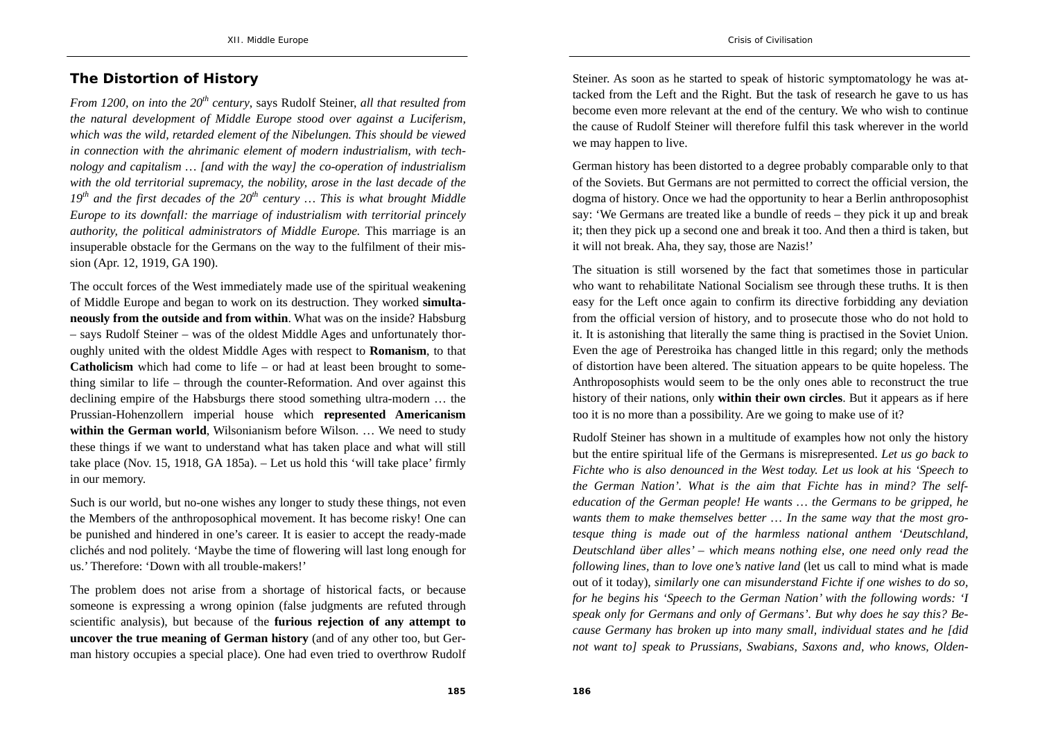## The Distortion of History

*From 1200, on into the 20th century*, says Rudolf Steiner, *all that resulted from the natural development of Middle Europe stood over against a Luciferism, which was the wild, retarded element of the Nibelungen. This should be viewed in connection with the ahrimanic element of modern industrialism, with technology and capitalism … [and with the way] the co-operation of industrialism with the old territorial supremacy, the nobility, arose in the last decade of the 19th and the first decades of the 20th century … This is what brought Middle Europe to its downfall: the marriage of industrialism with territorial princely authority, the political administrators of Middle Europe.* This marriage is an insuperable obstacle for the Germans on the way to the fulfilment of their mission (Apr. 12, 1919, GA 190).

The occult forces of the West immediately made use of the spiritual weakening of Middle Europe and began to work on its destruction. They worked **simultaneously from the outside and from within**. What was on the inside? Habsburg – says Rudolf Steiner – was of the oldest Middle Ages and unfortunately thoroughly united with the oldest Middle Ages with respect to **Romanism**, to that **Catholicism** which had come to life – or had at least been brought to something similar to life – through the counter-Reformation. And over against this declining empire of the Habsburgs there stood something ultra-modern … the Prussian-Hohenzollern imperial house which **represented Americanism within the German world**, Wilsonianism before Wilson. … We need to study these things if we want to understand what has taken place and what will still take place (Nov. 15, 1918, GA 185a). – Let us hold this 'will take place' firmly in our memory.

Such is our world, but no-one wishes any longer to study these things, not even the Members of the anthroposophical movement. It has become risky! One can be punished and hindered in one's career. It is easier to accept the ready-made clichés and nod politely. 'Maybe the time of flowering will last long enough for us.' Therefore: 'Down with all trouble-makers!'

The problem does not arise from a shortage of historical facts, or because someone is expressing a wrong opinion (false judgments are refuted through scientific analysis), but because of the **furious rejection of any attempt to uncover the true meaning of German history** (and of any other too, but German history occupies a special place). One had even tried to overthrow Rudolf Steiner. As soon as he started to speak of historic symptomatology he was attacked from the Left and the Right. But the task of research he gave to us has become even more relevant at the end of the century. We who wish to continue the cause of Rudolf Steiner will therefore fulfil this task wherever in the world we may happen to live.

German history has been distorted to a degree probably comparable only to that of the Soviets. But Germans are not permitted to correct the official version, the dogma of history. Once we had the opportunity to hear a Berlin anthroposophist say: 'We Germans are treated like a bundle of reeds – they pick it up and break it; then they pick up a second one and break it too. And then a third is taken, but it will not break. Aha, they say, those are Nazis!'

The situation is still worsened by the fact that sometimes those in particular who want to rehabilitate National Socialism see through these truths. It is then easy for the Left once again to confirm its directive forbidding any deviation from the official version of history, and to prosecute those who do not hold to it. It is astonishing that literally the same thing is practised in the Soviet Union. Even the age of Perestroika has changed little in this regard; only the methods of distortion have been altered. The situation appears to be quite hopeless. The Anthroposophists would seem to be the only ones able to reconstruct the true history of their nations, only **within their own circles**. But it appears as if here too it is no more than a possibility. Are we going to make use of it?

Rudolf Steiner has shown in a multitude of examples how not only the history but the entire spiritual life of the Germans is misrepresented. *Let us go back to Fichte who is also denounced in the West today. Let us look at his 'Speech to the German Nation'. What is the aim that Fichte has in mind? The self-education of the German people! He wants … the Germans to be gripped, he wants them to make themselves better … In the same way that the most grotesque thing is made out of the harmless national anthem 'Deutschland, Deutschland über alles' – which means nothing else, one need only read the following lines, than to love one's native land* (let us call to mind what is made out of it today), *similarly one can misunderstand Fichte if one wishes to do so, for he begins his 'Speech to the German Nation' with the following words: 'I speak only for Germans and only of Germans'. But why does he say this? Because Germany has broken up into many small, individual states and he [did not want to] speak to Prussians, Swabians, Saxons and, who knows, Olden-*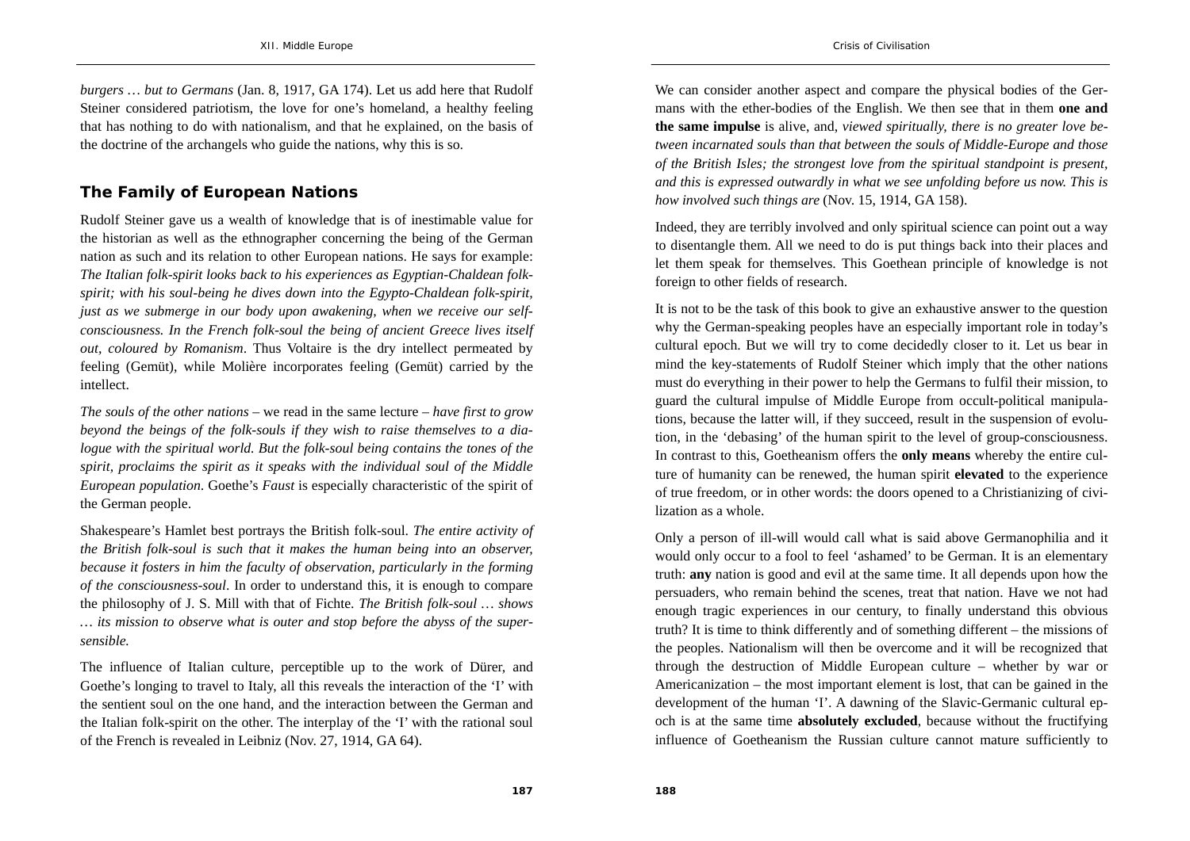*burgers … but to Germans* (Jan. 8, 1917, GA 174). Let us add here that Rudolf Steiner considered patriotism, the love for one's homeland, a healthy feeling that has nothing to do with nationalism, and that he explained, on the basis of the doctrine of the archangels who guide the nations, why this is so.

## The Family of European Nations

Rudolf Steiner gave us a wealth of knowledge that is of inestimable value for the historian as well as the ethnographer concerning the being of the German nation as such and its relation to other European nations. He says for example: *The Italian folk-spirit looks back to his experiences as Egyptian-Chaldean folk-spirit; with his soul-being he dives down into the Egypto-Chaldean folk-spirit, just as we submerge in our body upon awakening, when we receive our self-consciousness. In the French folk-soul the being of ancient Greece lives itself out, coloured by Romanism*. Thus Voltaire is the dry intellect permeated by feeling (Gemüt), while Molière incorporates feeling (Gemüt) carried by the intellect.

*The souls of the other nations* – we read in the same lecture – *have first to grow beyond the beings of the folk-souls if they wish to raise themselves to a dialogue with the spiritual world. But the folk-soul being contains the tones of the spirit, proclaims the spirit as it speaks with the individual soul of the Middle European population*. Goethe's *Faust* is especially characteristic of the spirit of the German people.

Shakespeare's Hamlet best portrays the British folk-soul. *The entire activity of the British folk-soul is such that it makes the human being into an observer, because it fosters in him the faculty of observation, particularly in the forming of the consciousness-soul*. In order to understand this, it is enough to compare the philosophy of J. S. Mill with that of Fichte. *The British folk-soul … shows … its mission to observe what is outer and stop before the abyss of the supersensible.*

The influence of Italian culture, perceptible up to the work of Dürer, and Goethe's longing to travel to Italy, all this reveals the interaction of the 'I' with the sentient soul on the one hand, and the interaction between the German and the Italian folk-spirit on the other. The interplay of the 'I' with the rational soul of the French is revealed in Leibniz (Nov. 27, 1914, GA 64).

We can consider another aspect and compare the physical bodies of the Germans with the ether-bodies of the English. We then see that in them **one and the same impulse** is alive, and, *viewed spiritually, there is no greater love between incarnated souls than that between the souls of Middle-Europe and those of the British Isles; the strongest love from the spiritual standpoint is present, and this is expressed outwardly in what we see unfolding before us now. This is how involved such things are* (Nov. 15, 1914, GA 158).

Indeed, they are terribly involved and only spiritual science can point out a way to disentangle them. All we need to do is put things back into their places and let them speak for themselves. This Goethean principle of knowledge is not foreign to other fields of research.

It is not to be the task of this book to give an exhaustive answer to the question why the German-speaking peoples have an especially important role in today's cultural epoch. But we will try to come decidedly closer to it. Let us bear in mind the key-statements of Rudolf Steiner which imply that the other nations must do everything in their power to help the Germans to fulfil their mission, to guard the cultural impulse of Middle Europe from occult-political manipulations, because the latter will, if they succeed, result in the suspension of evolution, in the 'debasing' of the human spirit to the level of group-consciousness. In contrast to this, Goetheanism offers the **only means** whereby the entire culture of humanity can be renewed, the human spirit **elevated** to the experience of true freedom, or in other words: the doors opened to a Christianizing of civilization as a whole.

Only a person of ill-will would call what is said above Germanophilia and it would only occur to a fool to feel 'ashamed' to be German. It is an elementary truth: **any** nation is good and evil at the same time. It all depends upon how the persuaders, who remain behind the scenes, treat that nation. Have we not had enough tragic experiences in our century, to finally understand this obvious truth? It is time to think differently and of something different – the missions of the peoples. Nationalism will then be overcome and it will be recognized that through the destruction of Middle European culture – whether by war or Americanization – the most important element is lost, that can be gained in the development of the human 'I'. A dawning of the Slavic-Germanic cultural epoch is at the same time **absolutely excluded**, because without the fructifying influence of Goetheanism the Russian culture cannot mature sufficiently to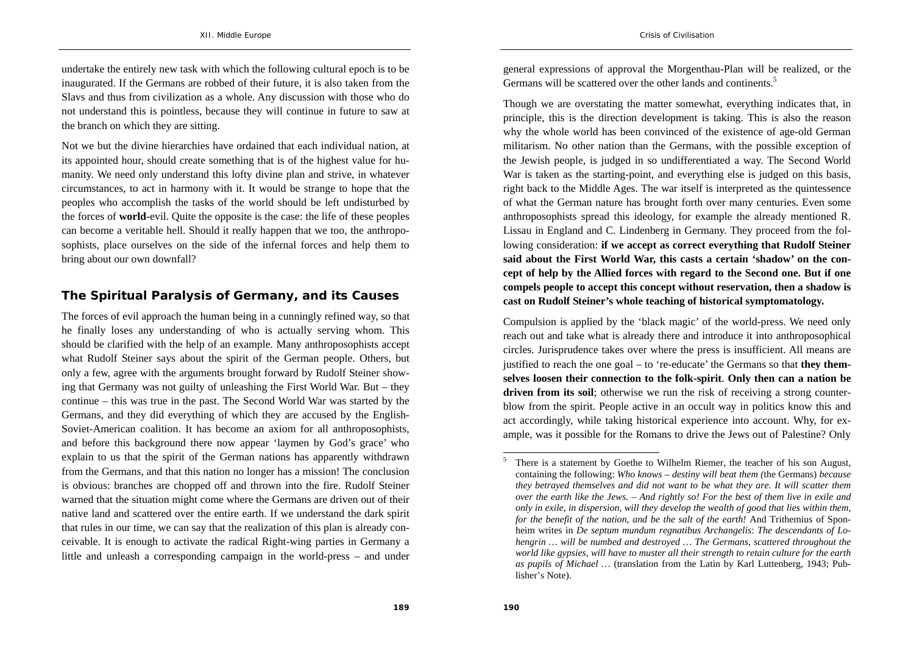undertake the entirely new task with which the following cultural epoch is to be inaugurated. If the Germans are robbed of their future, it is also taken from the Slavs and thus from civilization as a whole. Any discussion with those who do not understand this is pointless, because they will continue in future to saw at the branch on which they are sitting.

Not we but the divine hierarchies have ordained that each individual nation, at its appointed hour, should create something that is of the highest value for humanity. We need only understand this lofty divine plan and strive, in whatever circumstances, to act in harmony with it. It would be strange to hope that the peoples who accomplish the tasks of the world should be left undisturbed by the forces of **world**-evil. Quite the opposite is the case: the life of these peoples can become a veritable hell. Should it really happen that we too, the anthroposophists, place ourselves on the side of the infernal forces and help them to bring about our own downfall?

## The Spiritual Paralysis of Germany, and its Causes

The forces of evil approach the human being in a cunningly refined way, so that he finally loses any understanding of who is actually serving whom. This should be clarified with the help of an example. Many anthroposophists accept what Rudolf Steiner says about the spirit of the German people. Others, but only a few, agree with the arguments brought forward by Rudolf Steiner showing that Germany was not guilty of unleashing the First World War. But – they continue – this was true in the past. The Second World War was started by the Germans, and they did everything of which they are accused by the English-Soviet-American coalition. It has become an axiom for all anthroposophists, and before this background there now appear 'laymen by God's grace' who explain to us that the spirit of the German nations has apparently withdrawn from the Germans, and that this nation no longer has a mission! The conclusion is obvious: branches are chopped off and thrown into the fire. Rudolf Steiner warned that the situation might come where the Germans are driven out of their native land and scattered over the entire earth. If we understand the dark spirit that rules in our time, we can say that the realization of this plan is already conceivable. It is enough to activate the radical Right-wing parties in Germany a little and unleash a corresponding campaign in the world-press – and under general expressions of approval the Morgenthau-Plan will be realized, or the Germans will be scattered over the other lands and continents.[5]

Though we are overstating the matter somewhat, everything indicates that, in principle, this is the direction development is taking. This is also the reason why the whole world has been convinced of the existence of age-old German militarism. No other nation than the Germans, with the possible exception of the Jewish people, is judged in so undifferentiated a way. The Second World War is taken as the starting-point, and everything else is judged on this basis, right back to the Middle Ages. The war itself is interpreted as the quintessence of what the German nature has brought forth over many centuries. Even some anthroposophists spread this ideology, for example the already mentioned R. Lissau in England and C. Lindenberg in Germany. They proceed from the following consideration: **if we accept as correct everything that Rudolf Steiner said about the First World War, this casts a certain 'shadow' on the concept of help by the Allied forces with regard to the Second one. But if one compels people to accept this concept without reservation, then a shadow is cast on Rudolf Steiner's whole teaching of historical symptomatology.**

Compulsion is applied by the 'black magic' of the world-press. We need only reach out and take what is already there and introduce it into anthroposophical circles. Jurisprudence takes over where the press is insufficient. All means are justified to reach the one goal – to 're-educate' the Germans so that **they themselves loosen their connection to the folk-spirit**. **Only then can a nation be driven from its soil**; otherwise we run the risk of receiving a strong counter-blow from the spirit. People active in an occult way in politics know this and act accordingly, while taking historical experience into account. Why, for example, was it possible for the Romans to drive the Jews out of Palestine? Only

---

[5] There is a statement by Goethe to Wilhelm Riemer, the teacher of his son August, containing the following: *Who knows – destiny will beat them (*the Germans) *because they betrayed themselves and did not want to be what they are. It will scatter them over the earth like the Jews. – And rightly so! For the best of them live in exile and only in exile, in dispersion, will they develop the wealth of good that lies within them, for the benefit of the nation, and be the salt of the earth!* And Trithemius of Sponheim writes in *De septum mundum regnatibus Archangelis*: *The descendants of Lohengrin … will be numbed and destroyed … The Germans, scattered throughout the world like gypsies, will have to muster all their strength to retain culture for the earth as pupils of Michael …* (translation from the Latin by Karl Luttenberg, 1943; Publisher's Note).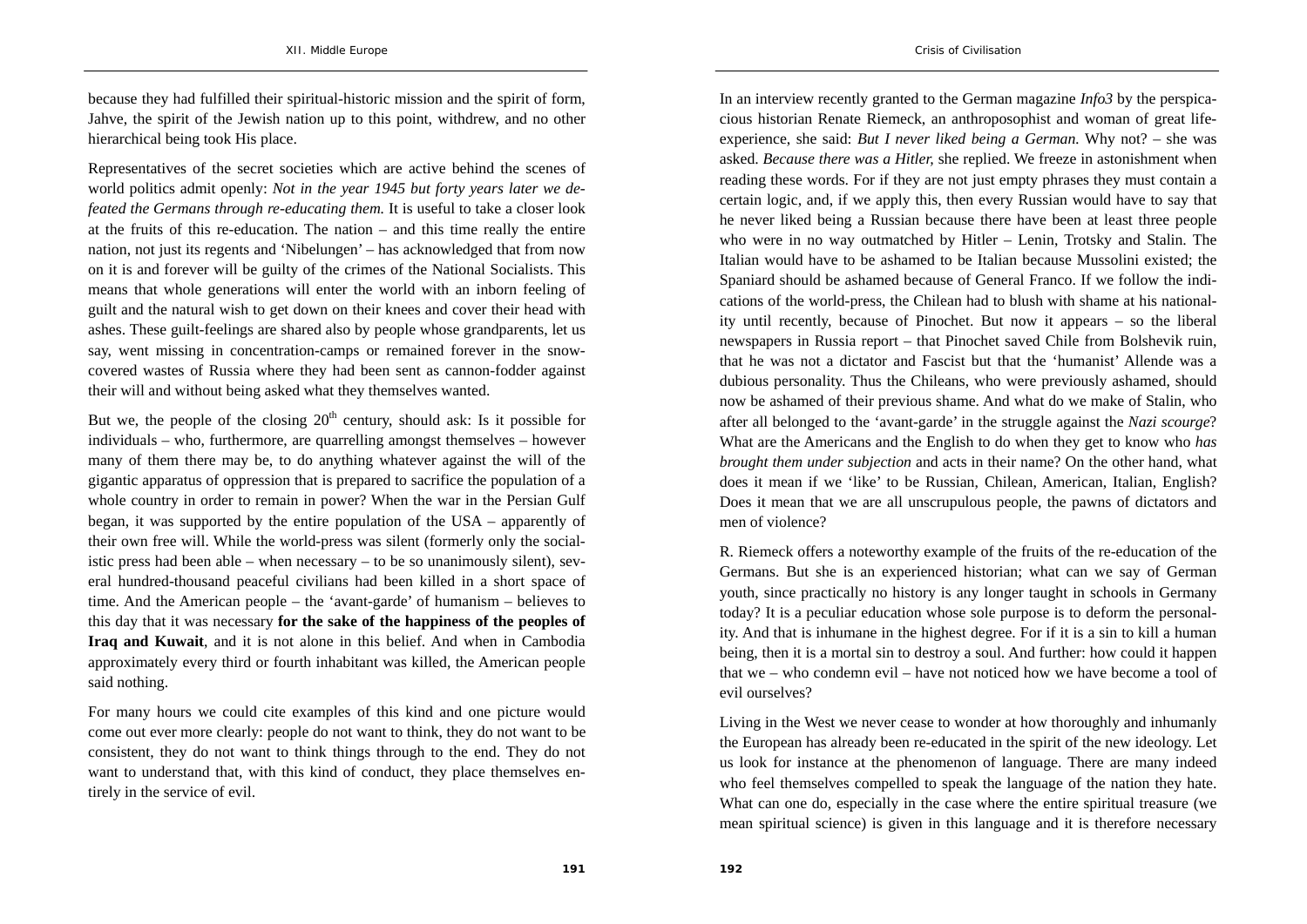because they had fulfilled their spiritual-historic mission and the spirit of form, Jahve, the spirit of the Jewish nation up to this point, withdrew, and no other hierarchical being took His place.

Representatives of the secret societies which are active behind the scenes of world politics admit openly: *Not in the year 1945 but forty years later we defeated the Germans through re-educating them.* It is useful to take a closer look at the fruits of this re-education. The nation – and this time really the entire nation, not just its regents and 'Nibelungen' – has acknowledged that from now on it is and forever will be guilty of the crimes of the National Socialists. This means that whole generations will enter the world with an inborn feeling of guilt and the natural wish to get down on their knees and cover their head with ashes. These guilt-feelings are shared also by people whose grandparents, let us say, went missing in concentration-camps or remained forever in the snow-covered wastes of Russia where they had been sent as cannon-fodder against their will and without being asked what they themselves wanted.

But we, the people of the closing 20th century, should ask: Is it possible for individuals – who, furthermore, are quarrelling amongst themselves – however many of them there may be, to do anything whatever against the will of the gigantic apparatus of oppression that is prepared to sacrifice the population of a whole country in order to remain in power? When the war in the Persian Gulf began, it was supported by the entire population of the USA – apparently of their own free will. While the world-press was silent (formerly only the socialistic press had been able – when necessary – to be so unanimously silent), several hundred-thousand peaceful civilians had been killed in a short space of time. And the American people – the 'avant-garde' of humanism – believes to this day that it was necessary **for the sake of the happiness of the peoples of Iraq and Kuwait**, and it is not alone in this belief. And when in Cambodia approximately every third or fourth inhabitant was killed, the American people said nothing.

For many hours we could cite examples of this kind and one picture would come out ever more clearly: people do not want to think, they do not want to be consistent, they do not want to think things through to the end. They do not want to understand that, with this kind of conduct, they place themselves entirely in the service of evil.

In an interview recently granted to the German magazine *Info3* by the perspicacious historian Renate Riemeck, an anthroposophist and woman of great life-experience, she said: *But I never liked being a German.* Why not? – she was asked. *Because there was a Hitler,* she replied. We freeze in astonishment when reading these words. For if they are not just empty phrases they must contain a certain logic, and, if we apply this, then every Russian would have to say that he never liked being a Russian because there have been at least three people who were in no way outmatched by Hitler – Lenin, Trotsky and Stalin. The Italian would have to be ashamed to be Italian because Mussolini existed; the Spaniard should be ashamed because of General Franco. If we follow the indications of the world-press, the Chilean had to blush with shame at his nationality until recently, because of Pinochet. But now it appears – so the liberal newspapers in Russia report – that Pinochet saved Chile from Bolshevik ruin, that he was not a dictator and Fascist but that the 'humanist' Allende was a dubious personality. Thus the Chileans, who were previously ashamed, should now be ashamed of their previous shame. And what do we make of Stalin, who after all belonged to the 'avant-garde' in the struggle against the *Nazi scourge*? What are the Americans and the English to do when they get to know who *has brought them under subjection* and acts in their name? On the other hand, what does it mean if we 'like' to be Russian, Chilean, American, Italian, English? Does it mean that we are all unscrupulous people, the pawns of dictators and men of violence?

R. Riemeck offers a noteworthy example of the fruits of the re-education of the Germans. But she is an experienced historian; what can we say of German youth, since practically no history is any longer taught in schools in Germany today? It is a peculiar education whose sole purpose is to deform the personality. And that is inhumane in the highest degree. For if it is a sin to kill a human being, then it is a mortal sin to destroy a soul. And further: how could it happen that we – who condemn evil – have not noticed how we have become a tool of evil ourselves?

Living in the West we never cease to wonder at how thoroughly and inhumanly the European has already been re-educated in the spirit of the new ideology. Let us look for instance at the phenomenon of language. There are many indeed who feel themselves compelled to speak the language of the nation they hate. What can one do, especially in the case where the entire spiritual treasure (we mean spiritual science) is given in this language and it is therefore necessary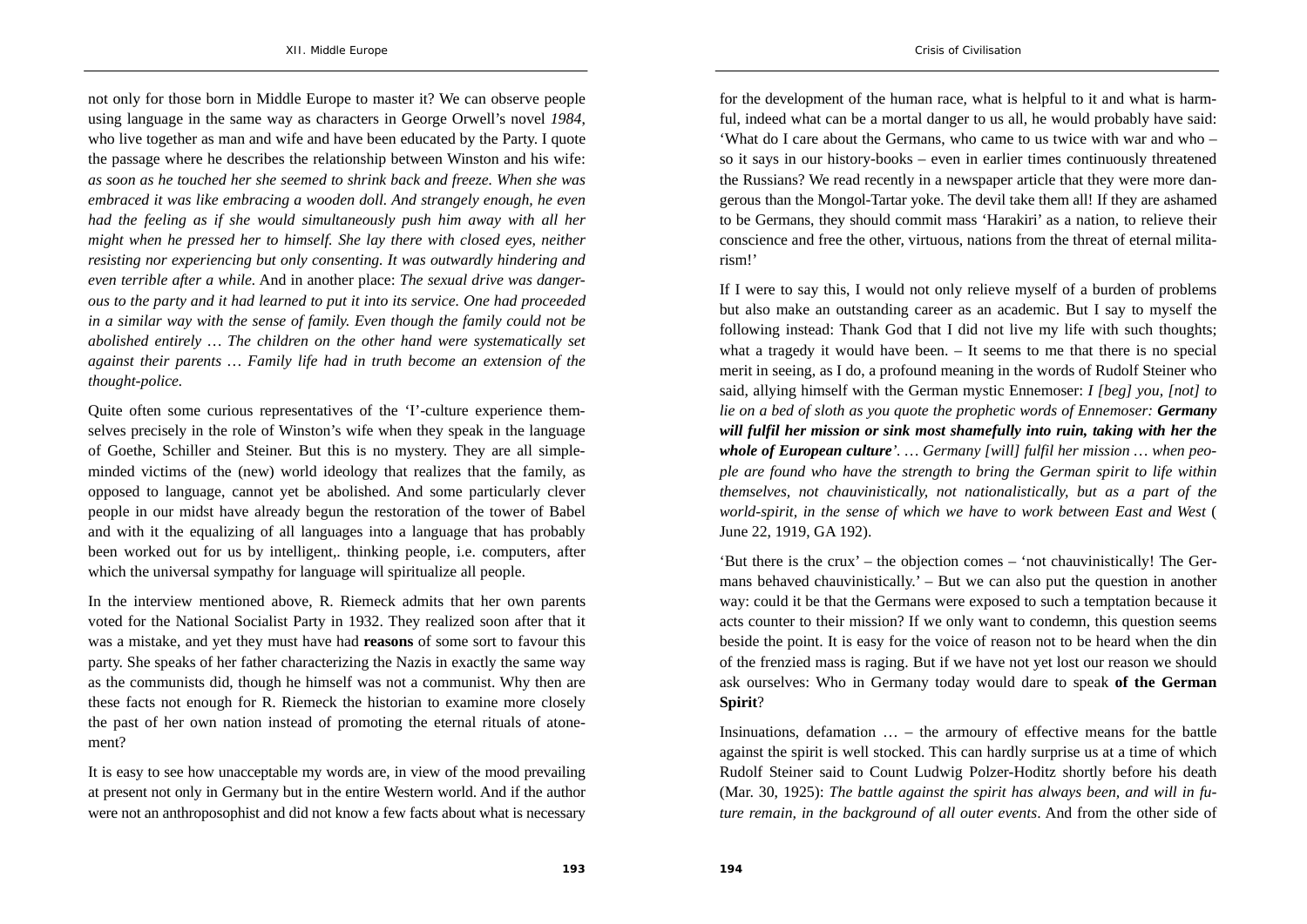not only for those born in Middle Europe to master it? We can observe people using language in the same way as characters in George Orwell's novel *1984*, who live together as man and wife and have been educated by the Party. I quote the passage where he describes the relationship between Winston and his wife: *as soon as he touched her she seemed to shrink back and freeze. When she was embraced it was like embracing a wooden doll. And strangely enough, he even had the feeling as if she would simultaneously push him away with all her might when he pressed her to himself. She lay there with closed eyes, neither resisting nor experiencing but only consenting. It was outwardly hindering and even terrible after a while.* And in another place: *The sexual drive was dangerous to the party and it had learned to put it into its service. One had proceeded in a similar way with the sense of family. Even though the family could not be abolished entirely … The children on the other hand were systematically set against their parents … Family life had in truth become an extension of the thought-police.*

Quite often some curious representatives of the 'I'-culture experience themselves precisely in the role of Winston's wife when they speak in the language of Goethe, Schiller and Steiner. But this is no mystery. They are all simple-minded victims of the (new) world ideology that realizes that the family, as opposed to language, cannot yet be abolished. And some particularly clever people in our midst have already begun the restoration of the tower of Babel and with it the equalizing of all languages into a language that has probably been worked out for us by intelligent,. thinking people, i.e. computers, after which the universal sympathy for language will spiritualize all people.

In the interview mentioned above, R. Riemeck admits that her own parents voted for the National Socialist Party in 1932. They realized soon after that it was a mistake, and yet they must have had **reasons** of some sort to favour this party. She speaks of her father characterizing the Nazis in exactly the same way as the communists did, though he himself was not a communist. Why then are these facts not enough for R. Riemeck the historian to examine more closely the past of her own nation instead of promoting the eternal rituals of atonement?

It is easy to see how unacceptable my words are, in view of the mood prevailing at present not only in Germany but in the entire Western world. And if the author were not an anthroposophist and did not know a few facts about what is necessary for the development of the human race, what is helpful to it and what is harmful, indeed what can be a mortal danger to us all, he would probably have said: 'What do I care about the Germans, who came to us twice with war and who – so it says in our history-books – even in earlier times continuously threatened the Russians? We read recently in a newspaper article that they were more dangerous than the Mongol-Tartar yoke. The devil take them all! If they are ashamed to be Germans, they should commit mass 'Harakiri' as a nation, to relieve their conscience and free the other, virtuous, nations from the threat of eternal militarism!'

If I were to say this, I would not only relieve myself of a burden of problems but also make an outstanding career as an academic. But I say to myself the following instead: Thank God that I did not live my life with such thoughts; what a tragedy it would have been. – It seems to me that there is no special merit in seeing, as I do, a profound meaning in the words of Rudolf Steiner who said, allying himself with the German mystic Ennemoser: *I [beg] you, [not] to lie on a bed of sloth as you quote the prophetic words of Ennemoser:* ***Germany will fulfil her mission or sink most shamefully into ruin, taking with her the whole of European culture****'. … Germany [will] fulfil her mission … when people are found who have the strength to bring the German spirit to life within themselves, not chauvinistically, not nationalistically, but as a part of the world-spirit, in the sense of which we have to work between East and West* ( June 22, 1919, GA 192).

'But there is the crux' – the objection comes – 'not chauvinistically! The Germans behaved chauvinistically.' – But we can also put the question in another way: could it be that the Germans were exposed to such a temptation because it acts counter to their mission? If we only want to condemn, this question seems beside the point. It is easy for the voice of reason not to be heard when the din of the frenzied mass is raging. But if we have not yet lost our reason we should ask ourselves: Who in Germany today would dare to speak **of the German Spirit**?

Insinuations, defamation … – the armoury of effective means for the battle against the spirit is well stocked. This can hardly surprise us at a time of which Rudolf Steiner said to Count Ludwig Polzer-Hoditz shortly before his death (Mar. 30, 1925): *The battle against the spirit has always been, and will in future remain, in the background of all outer events*. And from the other side of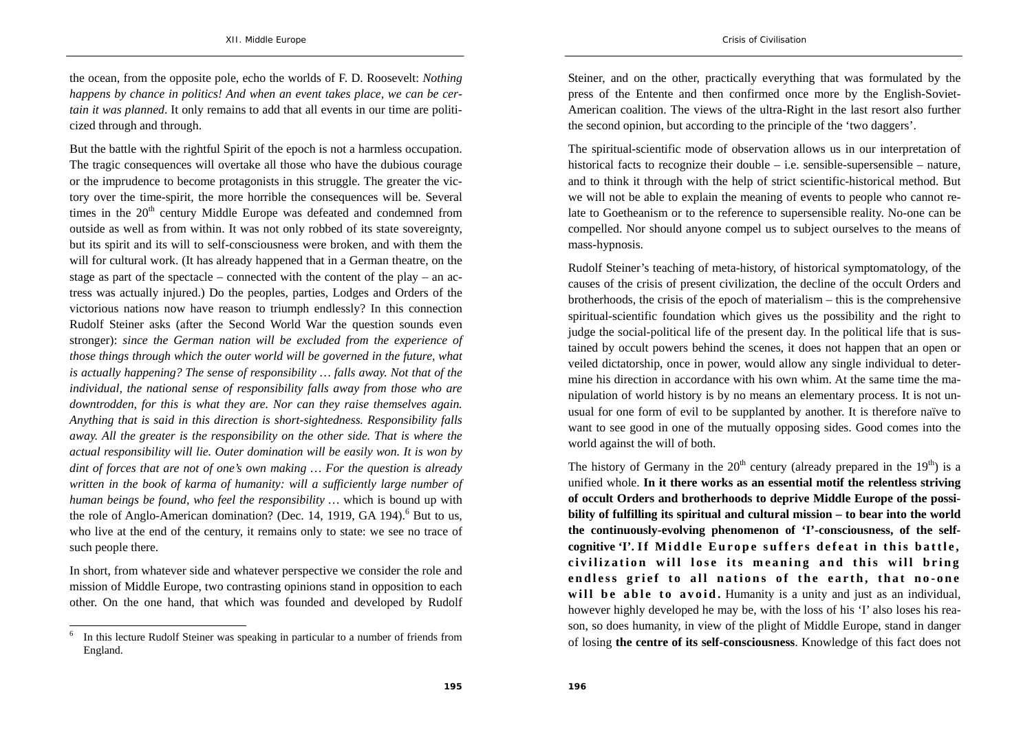the ocean, from the opposite pole, echo the worlds of F. D. Roosevelt: *Nothing happens by chance in politics! And when an event takes place, we can be certain it was planned*. It only remains to add that all events in our time are politicized through and through.

But the battle with the rightful Spirit of the epoch is not a harmless occupation. The tragic consequences will overtake all those who have the dubious courage or the imprudence to become protagonists in this struggle. The greater the victory over the time-spirit, the more horrible the consequences will be. Several times in the 20th century Middle Europe was defeated and condemned from outside as well as from within. It was not only robbed of its state sovereignty, but its spirit and its will to self-consciousness were broken, and with them the will for cultural work. (It has already happened that in a German theatre, on the stage as part of the spectacle – connected with the content of the play – an actress was actually injured.) Do the peoples, parties, Lodges and Orders of the victorious nations now have reason to triumph endlessly? In this connection Rudolf Steiner asks (after the Second World War the question sounds even stronger): *since the German nation will be excluded from the experience of those things through which the outer world will be governed in the future, what is actually happening? The sense of responsibility … falls away. Not that of the individual, the national sense of responsibility falls away from those who are downtrodden, for this is what they are. Nor can they raise themselves again. Anything that is said in this direction is short-sightedness. Responsibility falls away. All the greater is the responsibility on the other side. That is where the actual responsibility will lie. Outer domination will be easily won. It is won by dint of forces that are not of one's own making … For the question is already written in the book of karma of humanity: will a sufficiently large number of human beings be found, who feel the responsibility* … which is bound up with the role of Anglo-American domination? (Dec. 14, 1919, GA 194).[6] But to us, who live at the end of the century, it remains only to state: we see no trace of such people there.

In short, from whatever side and whatever perspective we consider the role and mission of Middle Europe, two contrasting opinions stand in opposition to each other. On the one hand, that which was founded and developed by Rudolf Steiner, and on the other, practically everything that was formulated by the press of the Entente and then confirmed once more by the English-Soviet-American coalition. The views of the ultra-Right in the last resort also further the second opinion, but according to the principle of the 'two daggers'.

The spiritual-scientific mode of observation allows us in our interpretation of historical facts to recognize their double – i.e. sensible-supersensible – nature, and to think it through with the help of strict scientific-historical method. But we will not be able to explain the meaning of events to people who cannot relate to Goetheanism or to the reference to supersensible reality. No-one can be compelled. Nor should anyone compel us to subject ourselves to the means of mass-hypnosis.

Rudolf Steiner's teaching of meta-history, of historical symptomatology, of the causes of the crisis of present civilization, the decline of the occult Orders and brotherhoods, the crisis of the epoch of materialism – this is the comprehensive spiritual-scientific foundation which gives us the possibility and the right to judge the social-political life of the present day. In the political life that is sustained by occult powers behind the scenes, it does not happen that an open or veiled dictatorship, once in power, would allow any single individual to determine his direction in accordance with his own whim. At the same time the manipulation of world history is by no means an elementary process. It is not unusual for one form of evil to be supplanted by another. It is therefore naïve to want to see good in one of the mutually opposing sides. Good comes into the world against the will of both.

The history of Germany in the 20th century (already prepared in the 19th) is a unified whole. **In it there works as an essential motif the relentless striving of occult Orders and brotherhoods to deprive Middle Europe of the possibility of fulfilling its spiritual and cultural mission – to bear into the world the continuously-evolving phenomenon of 'I'-consciousness, of the self-cognitive 'I'. If Middle Europe suffers defeat in this battle, civilization will lose its meaning and this will bring endless grief to all nations of the earth, that no-one will be able to avoid.** Humanity is a unity and just as an individual, however highly developed he may be, with the loss of his 'I' also loses his reason, so does humanity, in view of the plight of Middle Europe, stand in danger of losing **the centre of its self-consciousness**. Knowledge of this fact does not

[6] In this lecture Rudolf Steiner was speaking in particular to a number of friends from England.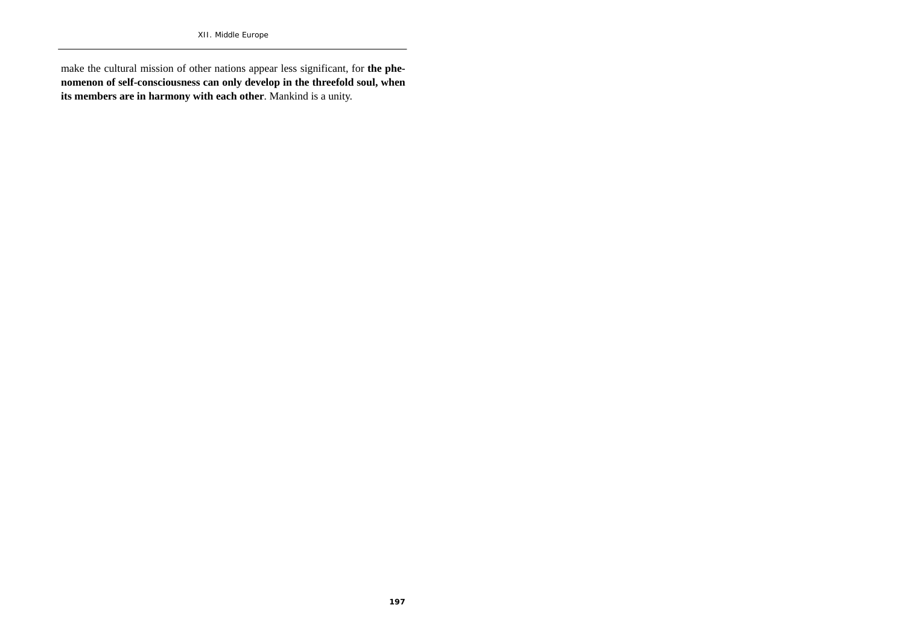make the cultural mission of other nations appear less significant, for **the phenomenon of self-consciousness can only develop in the threefold soul, when its members are in harmony with each other**. Mankind is a unity.